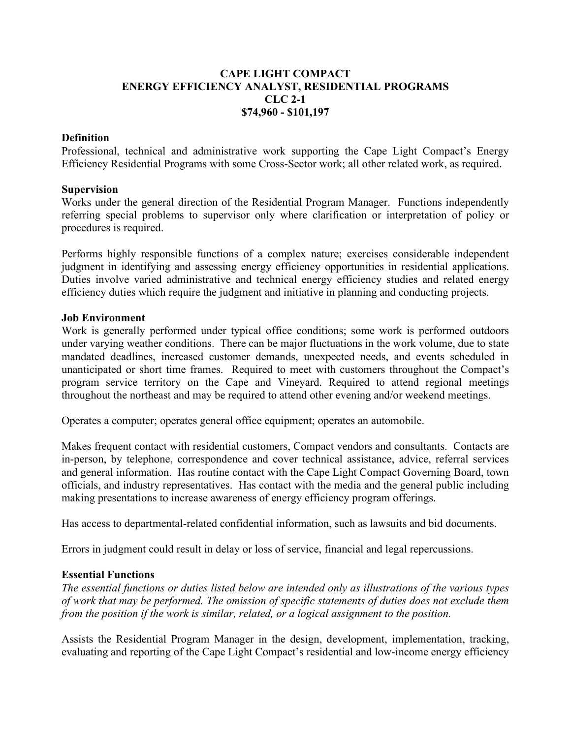# CAPE LIGHT COMPACT
# ENERGY EFFICIENCY ANALYST, RESIDENTIAL PROGRAMS
# CLC 2-1
# $74,960 - $101,197

## Definition

Professional, technical and administrative work supporting the Cape Light Compact's Energy Efficiency Residential Programs with some Cross-Sector work; all other related work, as required.

## Supervision

Works under the general direction of the Residential Program Manager. Functions independently referring special problems to supervisor only where clarification or interpretation of policy or procedures is required.

Performs highly responsible functions of a complex nature; exercises considerable independent judgment in identifying and assessing energy efficiency opportunities in residential applications. Duties involve varied administrative and technical energy efficiency studies and related energy efficiency duties which require the judgment and initiative in planning and conducting projects.

## Job Environment

Work is generally performed under typical office conditions; some work is performed outdoors under varying weather conditions. There can be major fluctuations in the work volume, due to state mandated deadlines, increased customer demands, unexpected needs, and events scheduled in unanticipated or short time frames. Required to meet with customers throughout the Compact's program service territory on the Cape and Vineyard. Required to attend regional meetings throughout the northeast and may be required to attend other evening and/or weekend meetings.

Operates a computer; operates general office equipment; operates an automobile.

Makes frequent contact with residential customers, Compact vendors and consultants. Contacts are in-person, by telephone, correspondence and cover technical assistance, advice, referral services and general information. Has routine contact with the Cape Light Compact Governing Board, town officials, and industry representatives. Has contact with the media and the general public including making presentations to increase awareness of energy efficiency program offerings.

Has access to departmental-related confidential information, such as lawsuits and bid documents.

Errors in judgment could result in delay or loss of service, financial and legal repercussions.

## Essential Functions

*The essential functions or duties listed below are intended only as illustrations of the various types of work that may be performed. The omission of specific statements of duties does not exclude them from the position if the work is similar, related, or a logical assignment to the position.*

Assists the Residential Program Manager in the design, development, implementation, tracking, evaluating and reporting of the Cape Light Compact's residential and low-income energy efficiency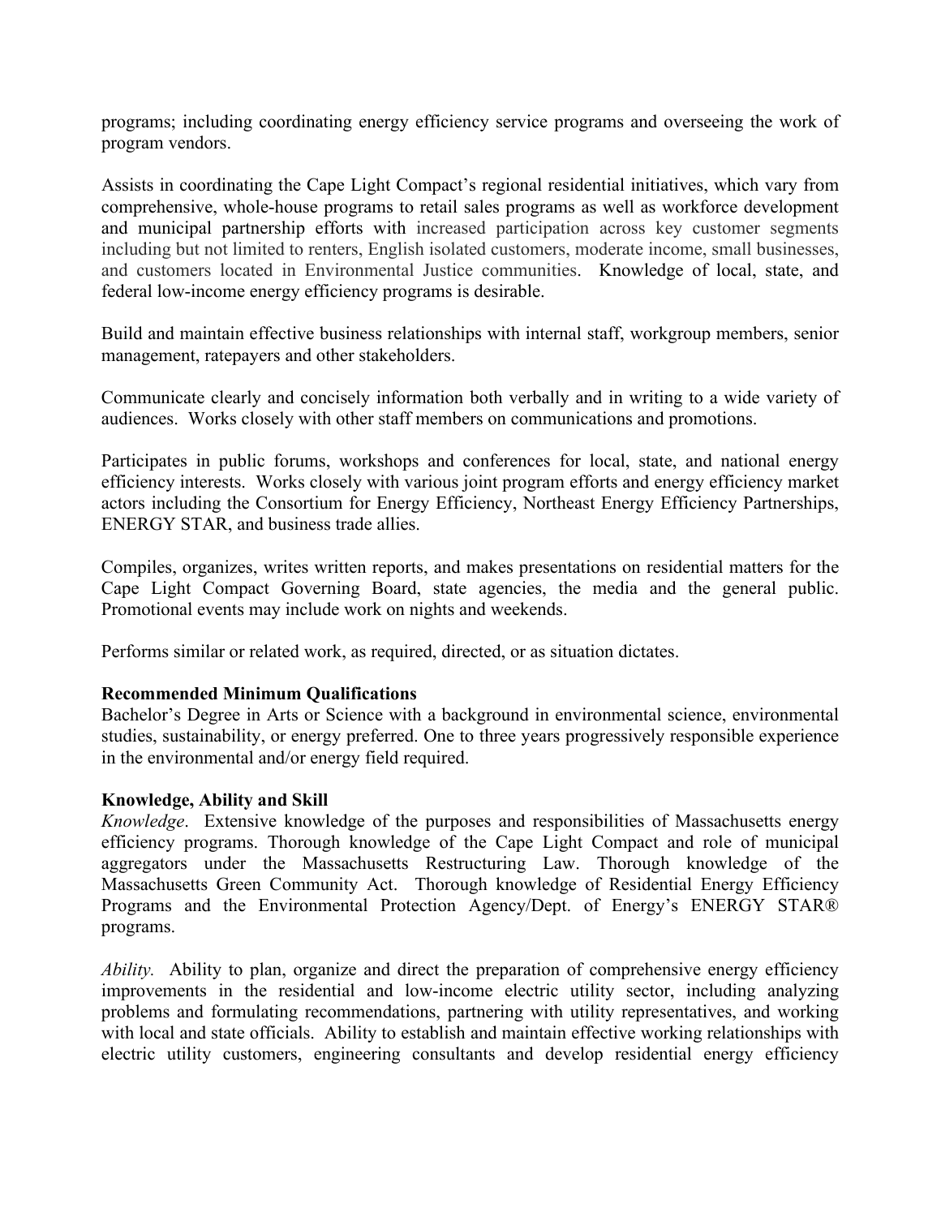programs; including coordinating energy efficiency service programs and overseeing the work of program vendors.

Assists in coordinating the Cape Light Compact's regional residential initiatives, which vary from comprehensive, whole-house programs to retail sales programs as well as workforce development and municipal partnership efforts with increased participation across key customer segments including but not limited to renters, English isolated customers, moderate income, small businesses, and customers located in Environmental Justice communities. Knowledge of local, state, and federal low-income energy efficiency programs is desirable.

Build and maintain effective business relationships with internal staff, workgroup members, senior management, ratepayers and other stakeholders.

Communicate clearly and concisely information both verbally and in writing to a wide variety of audiences. Works closely with other staff members on communications and promotions.

Participates in public forums, workshops and conferences for local, state, and national energy efficiency interests. Works closely with various joint program efforts and energy efficiency market actors including the Consortium for Energy Efficiency, Northeast Energy Efficiency Partnerships, ENERGY STAR, and business trade allies.

Compiles, organizes, writes written reports, and makes presentations on residential matters for the Cape Light Compact Governing Board, state agencies, the media and the general public. Promotional events may include work on nights and weekends.

Performs similar or related work, as required, directed, or as situation dictates.

**Recommended Minimum Qualifications**
Bachelor's Degree in Arts or Science with a background in environmental science, environmental studies, sustainability, or energy preferred. One to three years progressively responsible experience in the environmental and/or energy field required.

**Knowledge, Ability and Skill**
*Knowledge*. Extensive knowledge of the purposes and responsibilities of Massachusetts energy efficiency programs. Thorough knowledge of the Cape Light Compact and role of municipal aggregators under the Massachusetts Restructuring Law. Thorough knowledge of the Massachusetts Green Community Act. Thorough knowledge of Residential Energy Efficiency Programs and the Environmental Protection Agency/Dept. of Energy's ENERGY STAR® programs.

*Ability.* Ability to plan, organize and direct the preparation of comprehensive energy efficiency improvements in the residential and low-income electric utility sector, including analyzing problems and formulating recommendations, partnering with utility representatives, and working with local and state officials. Ability to establish and maintain effective working relationships with electric utility customers, engineering consultants and develop residential energy efficiency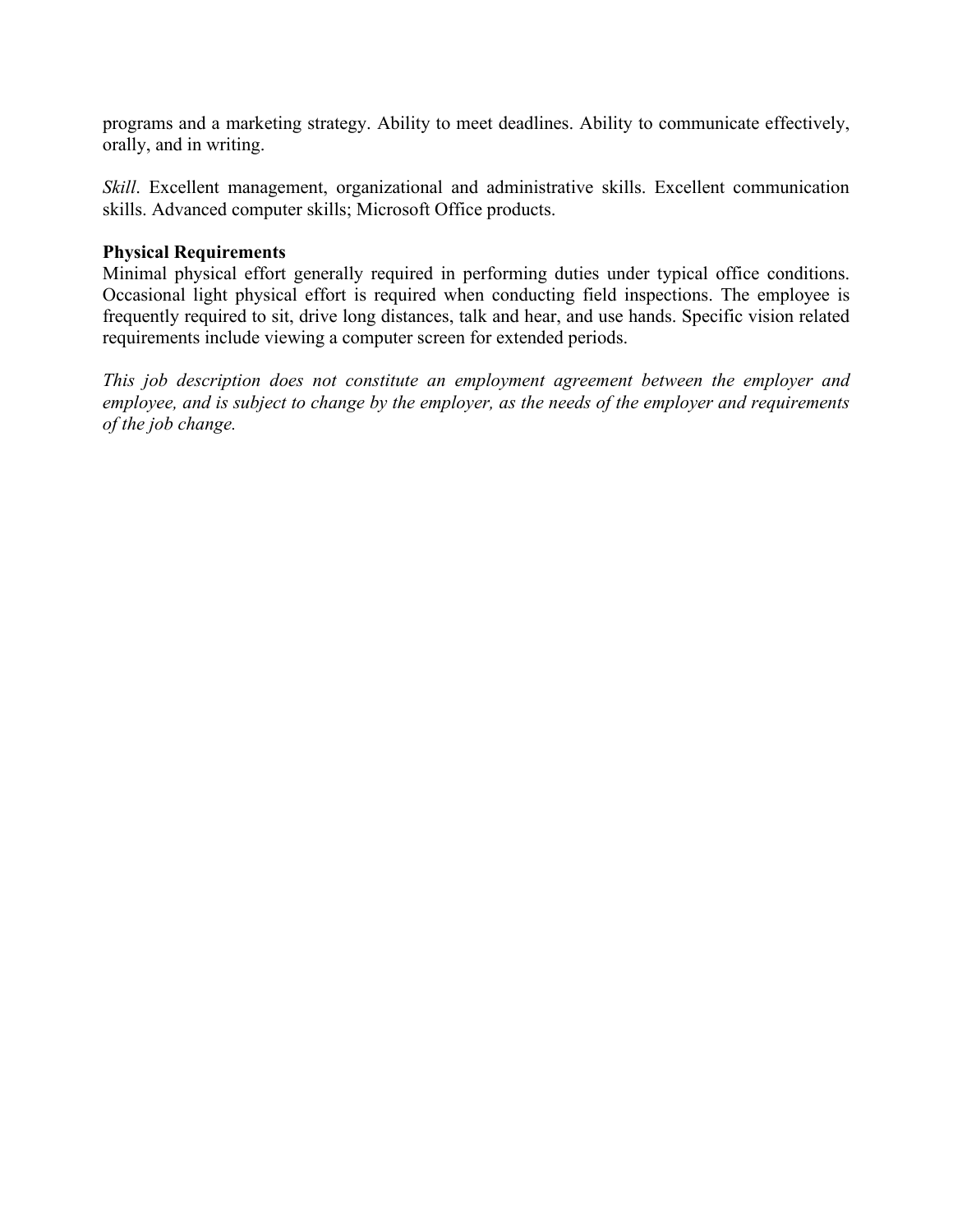programs and a marketing strategy. Ability to meet deadlines. Ability to communicate effectively, orally, and in writing.

*Skill*. Excellent management, organizational and administrative skills. Excellent communication skills. Advanced computer skills; Microsoft Office products.

**Physical Requirements**

Minimal physical effort generally required in performing duties under typical office conditions. Occasional light physical effort is required when conducting field inspections. The employee is frequently required to sit, drive long distances, talk and hear, and use hands. Specific vision related requirements include viewing a computer screen for extended periods.

*This job description does not constitute an employment agreement between the employer and employee, and is subject to change by the employer, as the needs of the employer and requirements of the job change.*